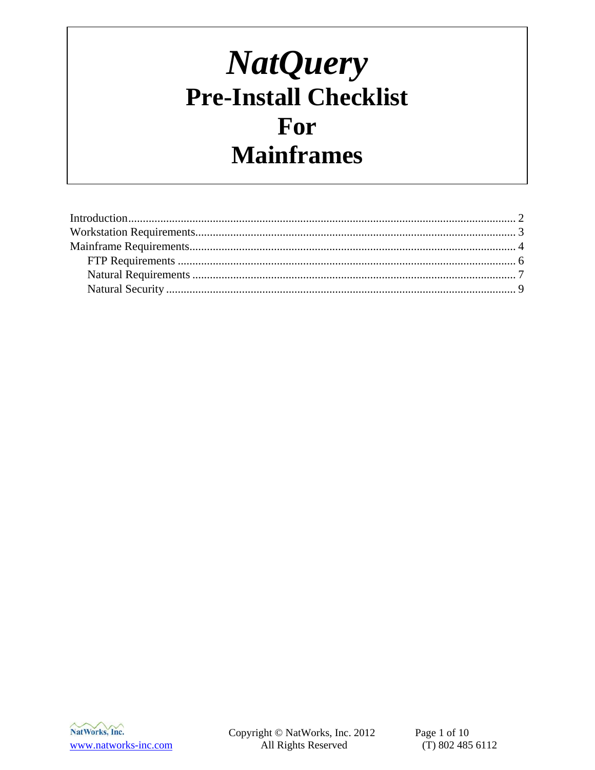# *NatQuery*
# Pre-Install Checklist
# For
# Mainframes

Introduction ..................................................................................................... 2
Workstation Requirements ............................................................................. 3
Mainframe Requirements ............................................................................... 4
  FTP Requirements ...................................................................................... 6
  Natural Requirements ................................................................................. 7
  Natural Security .......................................................................................... 9

NatWorks, Inc.
www.natworks-inc.com

Copyright © NatWorks, Inc. 2012
All Rights Reserved

(T) 802 485 6112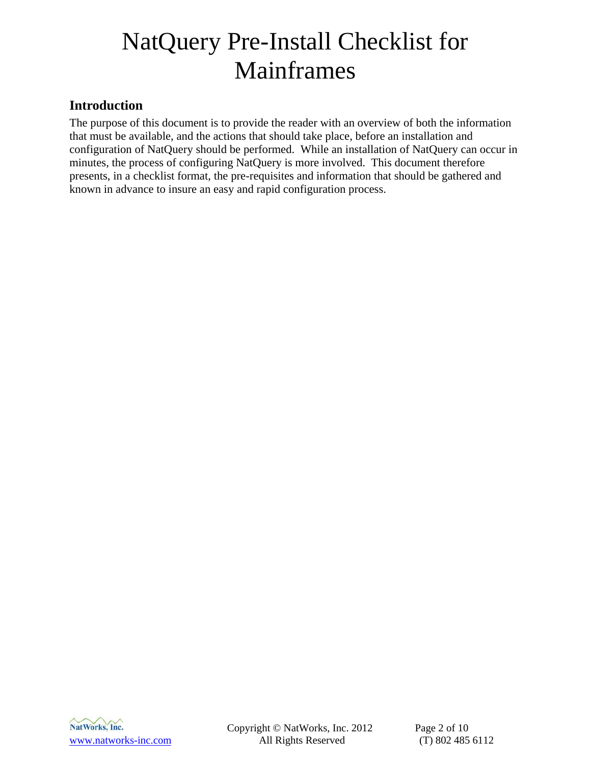# NatQuery Pre-Install Checklist for Mainframes

## Introduction

The purpose of this document is to provide the reader with an overview of both the information that must be available, and the actions that should take place, before an installation and configuration of NatQuery should be performed. While an installation of NatQuery can occur in minutes, the process of configuring NatQuery is more involved. This document therefore presents, in a checklist format, the pre-requisites and information that should be gathered and known in advance to insure an easy and rapid configuration process.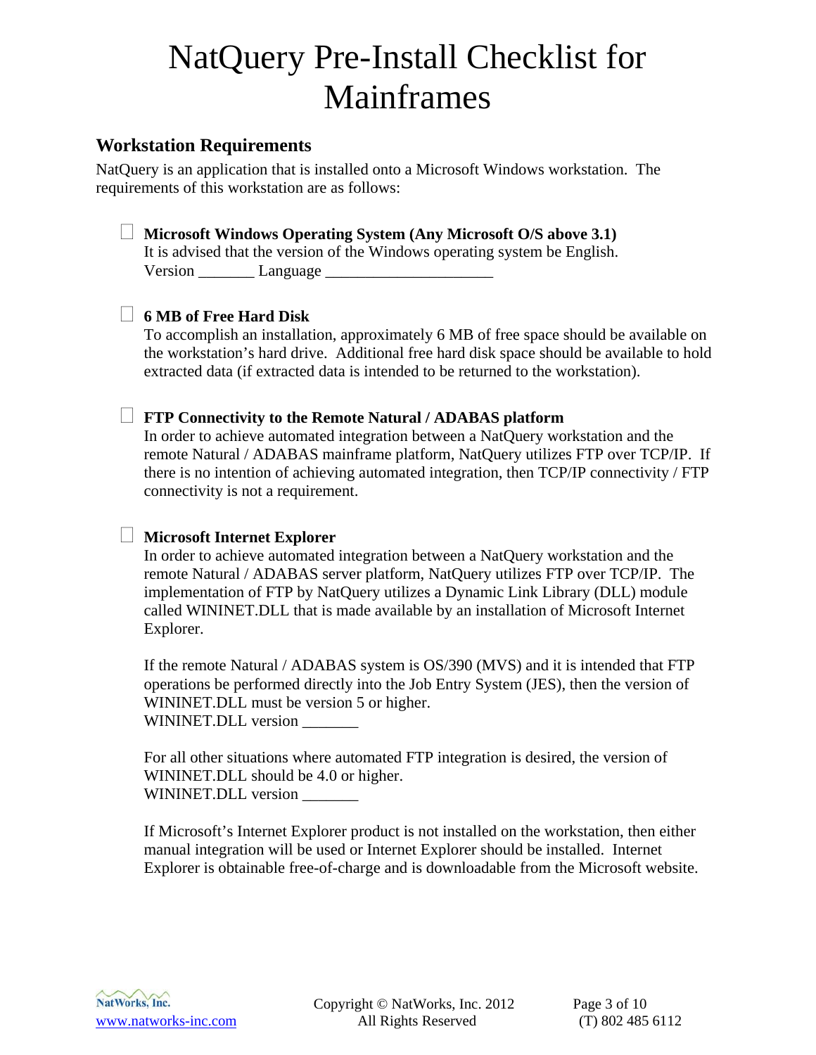# NatQuery Pre-Install Checklist for Mainframes

## Workstation Requirements

NatQuery is an application that is installed onto a Microsoft Windows workstation. The requirements of this workstation are as follows:

- ☐ **Microsoft Windows Operating System (Any Microsoft O/S above 3.1)**
  It is advised that the version of the Windows operating system be English.
  Version _______ Language ____________________

- ☐ **6 MB of Free Hard Disk**
  To accomplish an installation, approximately 6 MB of free space should be available on the workstation's hard drive. Additional free hard disk space should be available to hold extracted data (if extracted data is intended to be returned to the workstation).

- ☐ **FTP Connectivity to the Remote Natural / ADABAS platform**
  In order to achieve automated integration between a NatQuery workstation and the remote Natural / ADABAS mainframe platform, NatQuery utilizes FTP over TCP/IP. If there is no intention of achieving automated integration, then TCP/IP connectivity / FTP connectivity is not a requirement.

- ☐ **Microsoft Internet Explorer**
  In order to achieve automated integration between a NatQuery workstation and the remote Natural / ADABAS server platform, NatQuery utilizes FTP over TCP/IP. The implementation of FTP by NatQuery utilizes a Dynamic Link Library (DLL) module called WININET.DLL that is made available by an installation of Microsoft Internet Explorer.

  If the remote Natural / ADABAS system is OS/390 (MVS) and it is intended that FTP operations be performed directly into the Job Entry System (JES), then the version of WININET.DLL must be version 5 or higher.
  WININET.DLL version _______

  For all other situations where automated FTP integration is desired, the version of WININET.DLL should be 4.0 or higher.
  WININET.DLL version _______

  If Microsoft's Internet Explorer product is not installed on the workstation, then either manual integration will be used or Internet Explorer should be installed. Internet Explorer is obtainable free-of-charge and is downloadable from the Microsoft website.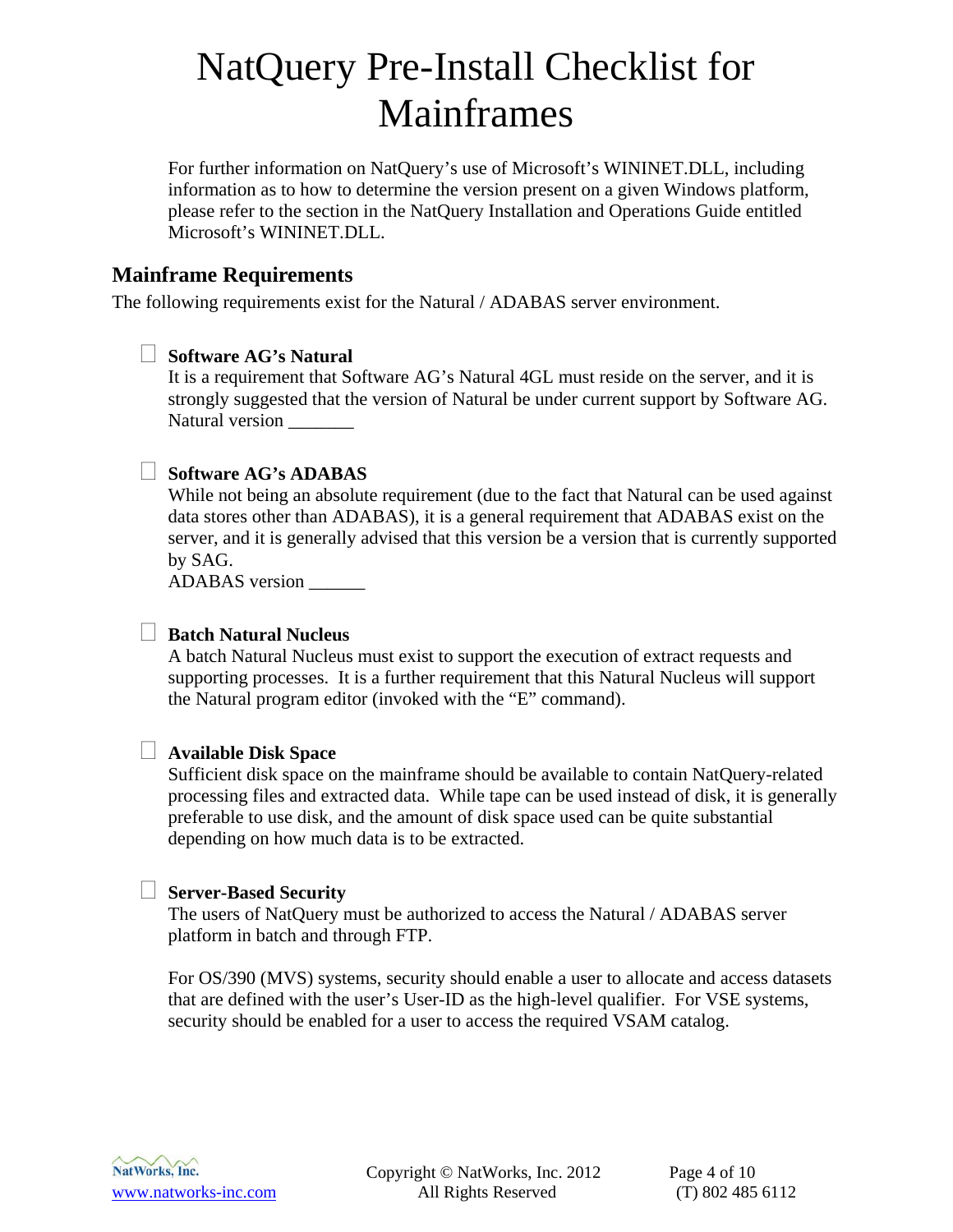# NatQuery Pre-Install Checklist for Mainframes

For further information on NatQuery's use of Microsoft's WININET.DLL, including information as to how to determine the version present on a given Windows platform, please refer to the section in the NatQuery Installation and Operations Guide entitled Microsoft's WININET.DLL.

## Mainframe Requirements

The following requirements exist for the Natural / ADABAS server environment.

- [ ] **Software AG's Natural**
  It is a requirement that Software AG's Natural 4GL must reside on the server, and it is strongly suggested that the version of Natural be under current support by Software AG.
  Natural version _______

- [ ] **Software AG's ADABAS**
  While not being an absolute requirement (due to the fact that Natural can be used against data stores other than ADABAS), it is a general requirement that ADABAS exist on the server, and it is generally advised that this version be a version that is currently supported by SAG.
  ADABAS version ______

- [ ] **Batch Natural Nucleus**
  A batch Natural Nucleus must exist to support the execution of extract requests and supporting processes. It is a further requirement that this Natural Nucleus will support the Natural program editor (invoked with the "E" command).

- [ ] **Available Disk Space**
  Sufficient disk space on the mainframe should be available to contain NatQuery-related processing files and extracted data. While tape can be used instead of disk, it is generally preferable to use disk, and the amount of disk space used can be quite substantial depending on how much data is to be extracted.

- [ ] **Server-Based Security**
  The users of NatQuery must be authorized to access the Natural / ADABAS server platform in batch and through FTP.

  For OS/390 (MVS) systems, security should enable a user to allocate and access datasets that are defined with the user's User-ID as the high-level qualifier. For VSE systems, security should be enabled for a user to access the required VSAM catalog.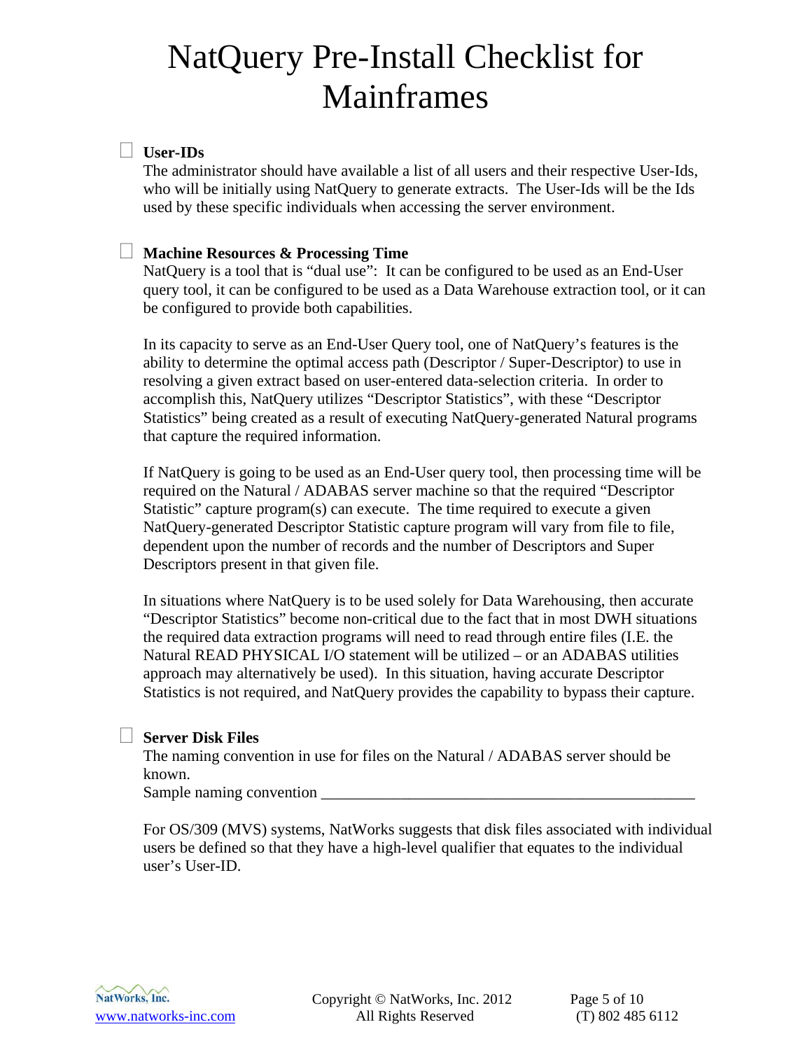# NatQuery Pre-Install Checklist for Mainframes

☐ **User-IDs**

The administrator should have available a list of all users and their respective User-Ids, who will be initially using NatQuery to generate extracts. The User-Ids will be the Ids used by these specific individuals when accessing the server environment.

☐ **Machine Resources & Processing Time**

NatQuery is a tool that is "dual use": It can be configured to be used as an End-User query tool, it can be configured to be used as a Data Warehouse extraction tool, or it can be configured to provide both capabilities.

In its capacity to serve as an End-User Query tool, one of NatQuery's features is the ability to determine the optimal access path (Descriptor / Super-Descriptor) to use in resolving a given extract based on user-entered data-selection criteria. In order to accomplish this, NatQuery utilizes "Descriptor Statistics", with these "Descriptor Statistics" being created as a result of executing NatQuery-generated Natural programs that capture the required information.

If NatQuery is going to be used as an End-User query tool, then processing time will be required on the Natural / ADABAS server machine so that the required "Descriptor Statistic" capture program(s) can execute. The time required to execute a given NatQuery-generated Descriptor Statistic capture program will vary from file to file, dependent upon the number of records and the number of Descriptors and Super Descriptors present in that given file.

In situations where NatQuery is to be used solely for Data Warehousing, then accurate "Descriptor Statistics" become non-critical due to the fact that in most DWH situations the required data extraction programs will need to read through entire files (I.E. the Natural READ PHYSICAL I/O statement will be utilized – or an ADABAS utilities approach may alternatively be used). In this situation, having accurate Descriptor Statistics is not required, and NatQuery provides the capability to bypass their capture.

☐ **Server Disk Files**

The naming convention in use for files on the Natural / ADABAS server should be known.

Sample naming convention ________________________________________________

For OS/309 (MVS) systems, NatWorks suggests that disk files associated with individual users be defined so that they have a high-level qualifier that equates to the individual user's User-ID.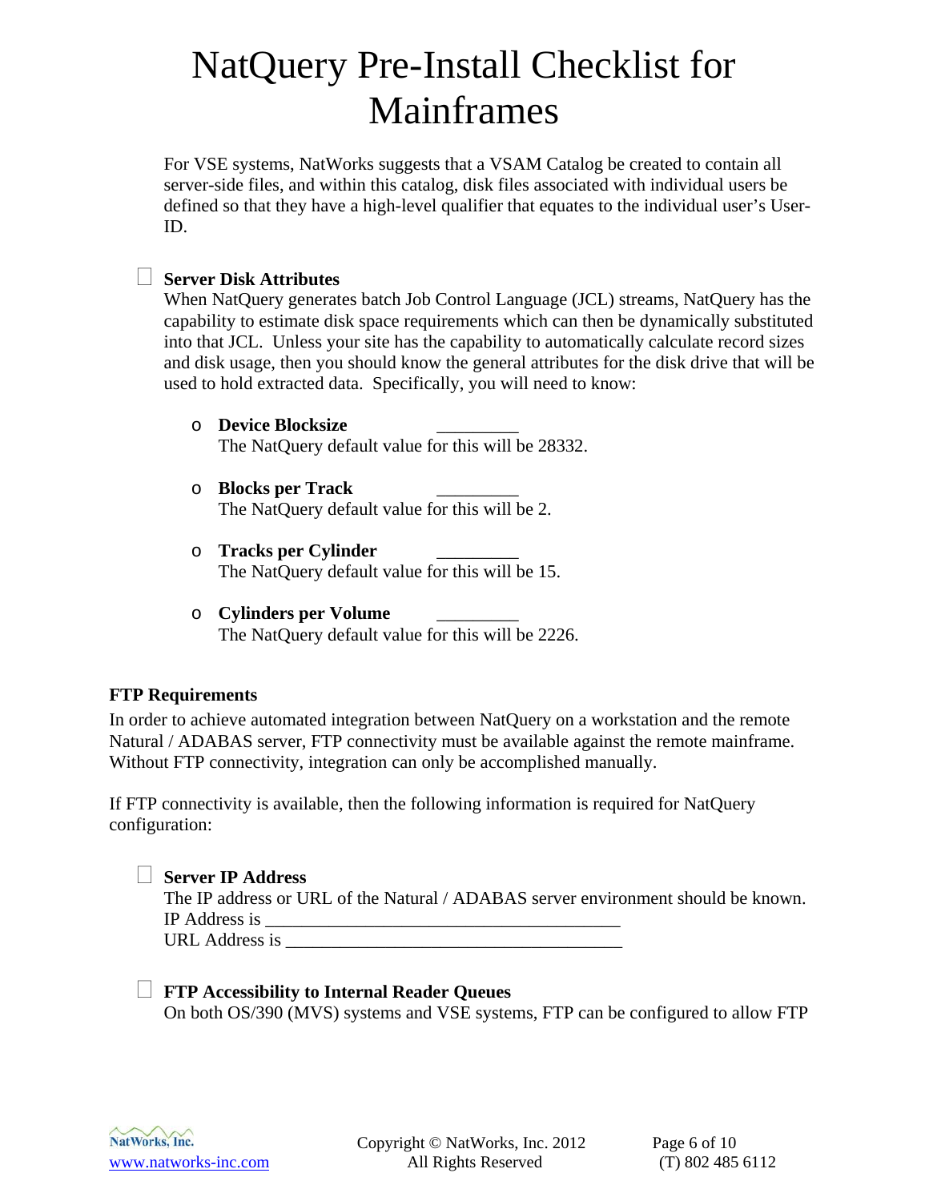# NatQuery Pre-Install Checklist for Mainframes

For VSE systems, NatWorks suggests that a VSAM Catalog be created to contain all server-side files, and within this catalog, disk files associated with individual users be defined so that they have a high-level qualifier that equates to the individual user's User-ID.

☐ **Server Disk Attributes**
When NatQuery generates batch Job Control Language (JCL) streams, NatQuery has the capability to estimate disk space requirements which can then be dynamically substituted into that JCL. Unless your site has the capability to automatically calculate record sizes and disk usage, then you should know the general attributes for the disk drive that will be used to hold extracted data. Specifically, you will need to know:

- **Device Blocksize** _________
  The NatQuery default value for this will be 28332.
- **Blocks per Track** _________
  The NatQuery default value for this will be 2.
- **Tracks per Cylinder** _________
  The NatQuery default value for this will be 15.
- **Cylinders per Volume** _________
  The NatQuery default value for this will be 2226.

**FTP Requirements**

In order to achieve automated integration between NatQuery on a workstation and the remote Natural / ADABAS server, FTP connectivity must be available against the remote mainframe. Without FTP connectivity, integration can only be accomplished manually.

If FTP connectivity is available, then the following information is required for NatQuery configuration:

☐ **Server IP Address**
The IP address or URL of the Natural / ADABAS server environment should be known.
IP Address is ______________________________________
URL Address is ____________________________________

☐ **FTP Accessibility to Internal Reader Queues**
On both OS/390 (MVS) systems and VSE systems, FTP can be configured to allow FTP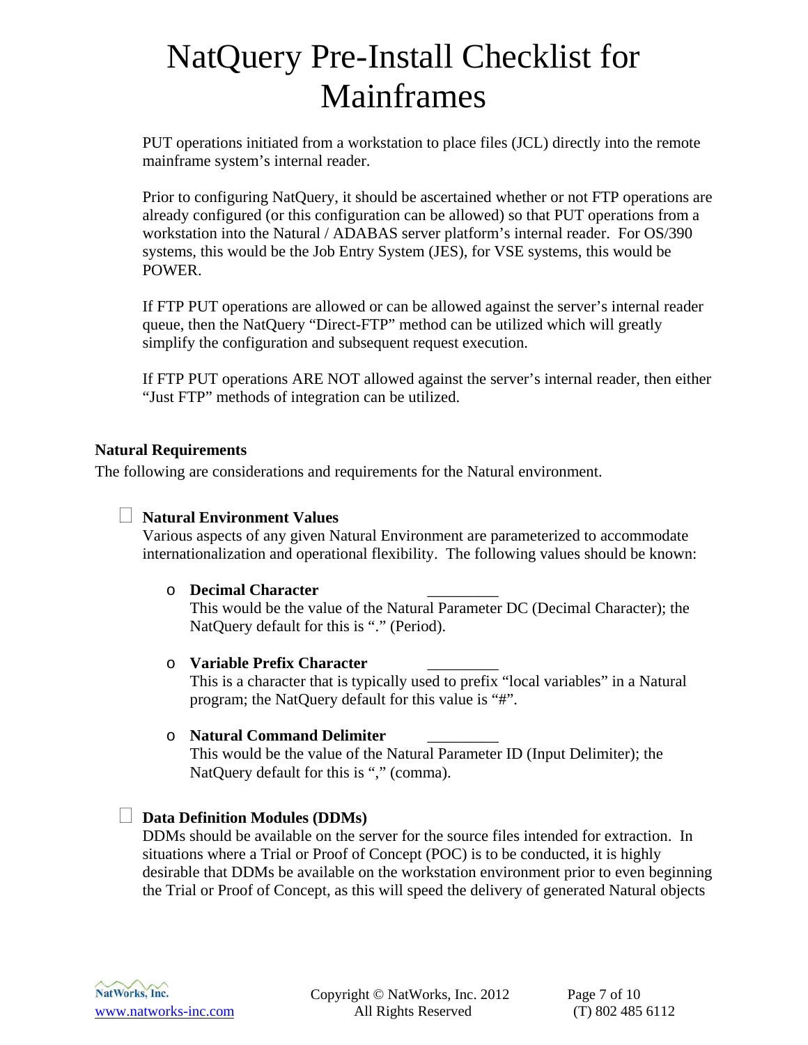# NatQuery Pre-Install Checklist for Mainframes

PUT operations initiated from a workstation to place files (JCL) directly into the remote mainframe system's internal reader.

Prior to configuring NatQuery, it should be ascertained whether or not FTP operations are already configured (or this configuration can be allowed) so that PUT operations from a workstation into the Natural / ADABAS server platform's internal reader. For OS/390 systems, this would be the Job Entry System (JES), for VSE systems, this would be POWER.

If FTP PUT operations are allowed or can be allowed against the server's internal reader queue, then the NatQuery "Direct-FTP" method can be utilized which will greatly simplify the configuration and subsequent request execution.

If FTP PUT operations ARE NOT allowed against the server's internal reader, then either "Just FTP" methods of integration can be utilized.

**Natural Requirements**

The following are considerations and requirements for the Natural environment.

☐ **Natural Environment Values**

Various aspects of any given Natural Environment are parameterized to accommodate internationalization and operational flexibility. The following values should be known:

- **Decimal Character** _________
  This would be the value of the Natural Parameter DC (Decimal Character); the NatQuery default for this is "." (Period).

- **Variable Prefix Character** _________
  This is a character that is typically used to prefix "local variables" in a Natural program; the NatQuery default for this value is "#".

- **Natural Command Delimiter** _________
  This would be the value of the Natural Parameter ID (Input Delimiter); the NatQuery default for this is "," (comma).

☐ **Data Definition Modules (DDMs)**

DDMs should be available on the server for the source files intended for extraction. In situations where a Trial or Proof of Concept (POC) is to be conducted, it is highly desirable that DDMs be available on the workstation environment prior to even beginning the Trial or Proof of Concept, as this will speed the delivery of generated Natural objects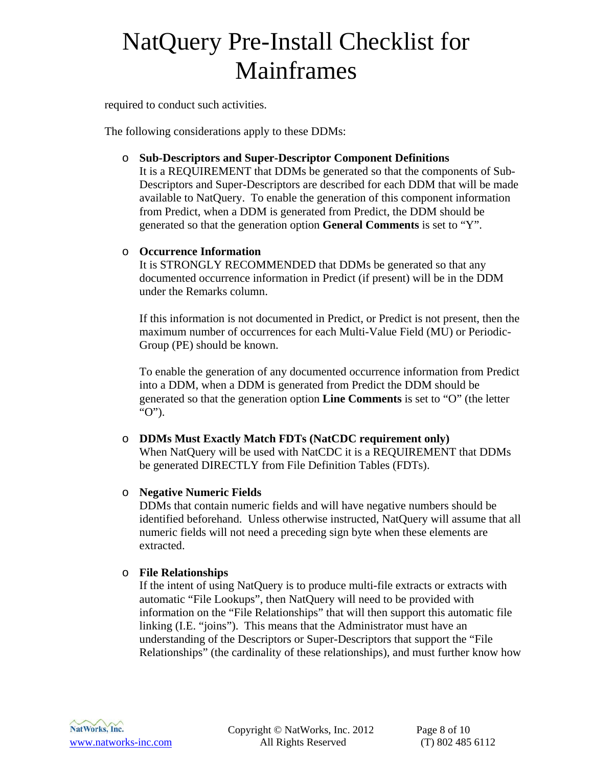required to conduct such activities.

The following considerations apply to these DDMs:

- **Sub-Descriptors and Super-Descriptor Component Definitions**
  It is a REQUIREMENT that DDMs be generated so that the components of Sub-Descriptors and Super-Descriptors are described for each DDM that will be made available to NatQuery. To enable the generation of this component information from Predict, when a DDM is generated from Predict, the DDM should be generated so that the generation option **General Comments** is set to "Y".

- **Occurrence Information**
  It is STRONGLY RECOMMENDED that DDMs be generated so that any documented occurrence information in Predict (if present) will be in the DDM under the Remarks column.

  If this information is not documented in Predict, or Predict is not present, then the maximum number of occurrences for each Multi-Value Field (MU) or Periodic-Group (PE) should be known.

  To enable the generation of any documented occurrence information from Predict into a DDM, when a DDM is generated from Predict the DDM should be generated so that the generation option **Line Comments** is set to "O" (the letter "O").

- **DDMs Must Exactly Match FDTs (NatCDC requirement only)**
  When NatQuery will be used with NatCDC it is a REQUIREMENT that DDMs be generated DIRECTLY from File Definition Tables (FDTs).

- **Negative Numeric Fields**
  DDMs that contain numeric fields and will have negative numbers should be identified beforehand. Unless otherwise instructed, NatQuery will assume that all numeric fields will not need a preceding sign byte when these elements are extracted.

- **File Relationships**
  If the intent of using NatQuery is to produce multi-file extracts or extracts with automatic "File Lookups", then NatQuery will need to be provided with information on the "File Relationships" that will then support this automatic file linking (I.E. "joins"). This means that the Administrator must have an understanding of the Descriptors or Super-Descriptors that support the "File Relationships" (the cardinality of these relationships), and must further know how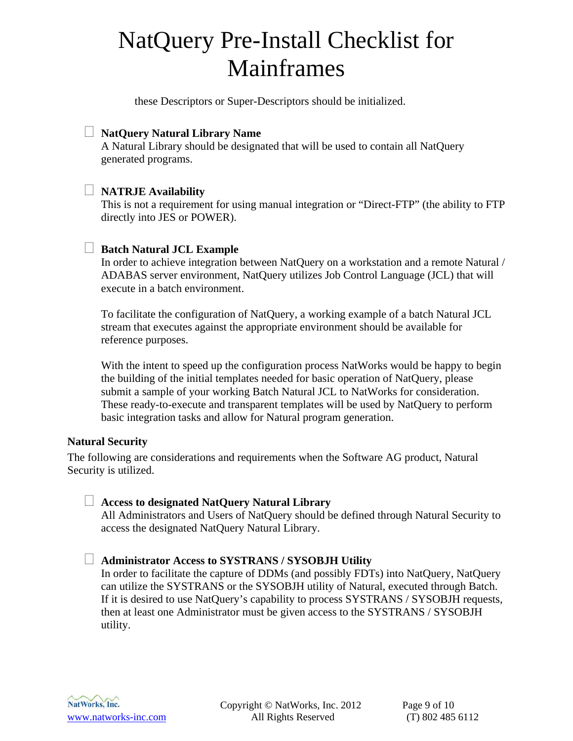these Descriptors or Super-Descriptors should be initialized.

- [ ] **NatQuery Natural Library Name**
  A Natural Library should be designated that will be used to contain all NatQuery generated programs.

- [ ] **NATRJE Availability**
  This is not a requirement for using manual integration or "Direct-FTP" (the ability to FTP directly into JES or POWER).

- [ ] **Batch Natural JCL Example**
  In order to achieve integration between NatQuery on a workstation and a remote Natural / ADABAS server environment, NatQuery utilizes Job Control Language (JCL) that will execute in a batch environment.

  To facilitate the configuration of NatQuery, a working example of a batch Natural JCL stream that executes against the appropriate environment should be available for reference purposes.

  With the intent to speed up the configuration process NatWorks would be happy to begin the building of the initial templates needed for basic operation of NatQuery, please submit a sample of your working Batch Natural JCL to NatWorks for consideration. These ready-to-execute and transparent templates will be used by NatQuery to perform basic integration tasks and allow for Natural program generation.

**Natural Security**

The following are considerations and requirements when the Software AG product, Natural Security is utilized.

- [ ] **Access to designated NatQuery Natural Library**
  All Administrators and Users of NatQuery should be defined through Natural Security to access the designated NatQuery Natural Library.

- [ ] **Administrator Access to SYSTRANS / SYSOBJH Utility**
  In order to facilitate the capture of DDMs (and possibly FDTs) into NatQuery, NatQuery can utilize the SYSTRANS or the SYSOBJH utility of Natural, executed through Batch. If it is desired to use NatQuery's capability to process SYSTRANS / SYSOBJH requests, then at least one Administrator must be given access to the SYSTRANS / SYSOBJH utility.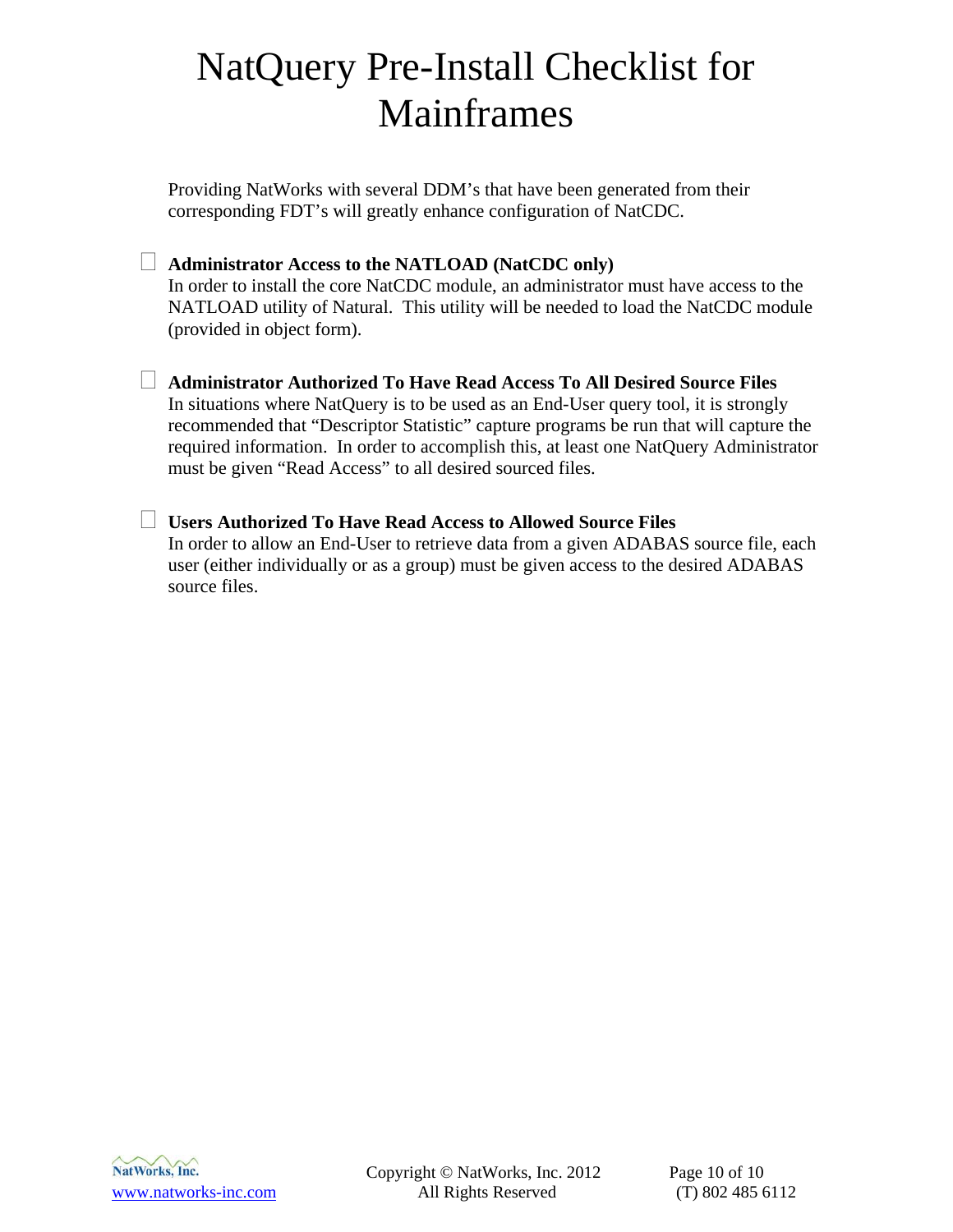# NatQuery Pre-Install Checklist for Mainframes

Providing NatWorks with several DDM's that have been generated from their corresponding FDT's will greatly enhance configuration of NatCDC.

- [ ] **Administrator Access to the NATLOAD (NatCDC only)**
  In order to install the core NatCDC module, an administrator must have access to the NATLOAD utility of Natural. This utility will be needed to load the NatCDC module (provided in object form).

- [ ] **Administrator Authorized To Have Read Access To All Desired Source Files**
  In situations where NatQuery is to be used as an End-User query tool, it is strongly recommended that "Descriptor Statistic" capture programs be run that will capture the required information. In order to accomplish this, at least one NatQuery Administrator must be given "Read Access" to all desired sourced files.

- [ ] **Users Authorized To Have Read Access to Allowed Source Files**
  In order to allow an End-User to retrieve data from a given ADABAS source file, each user (either individually or as a group) must be given access to the desired ADABAS source files.